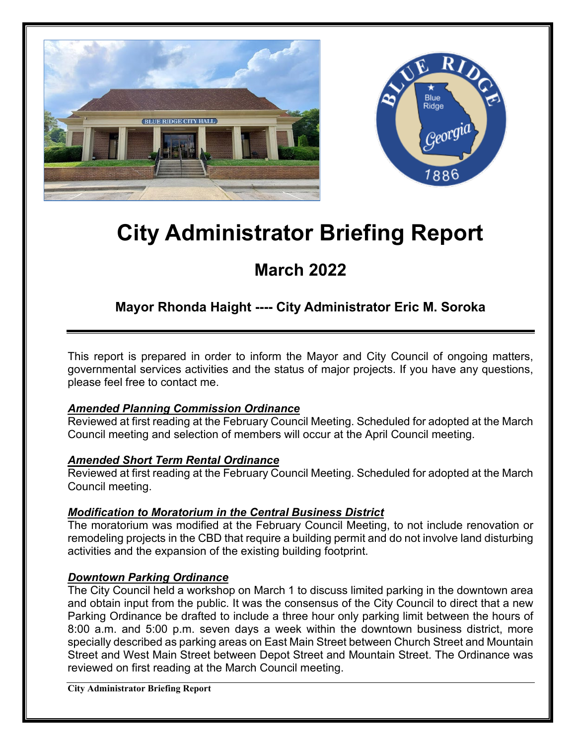# City Administrator Briefing Report

## March 2022

### Mayor Rhonda Haight ---- City Administrator Eric M. Soroka

This report is prepared in order to inform the Mayor and City Council of ongoing matters, governmental services activities and the status of major projects. If you have any questions, please feel free to contact me.

***Amended Planning Commission Ordinance***

Reviewed at first reading at the February Council Meeting. Scheduled for adopted at the March Council meeting and selection of members will occur at the April Council meeting.

***Amended Short Term Rental Ordinance***

Reviewed at first reading at the February Council Meeting. Scheduled for adopted at the March Council meeting.

***Modification to Moratorium in the Central Business District***

The moratorium was modified at the February Council Meeting, to not include renovation or remodeling projects in the CBD that require a building permit and do not involve land disturbing activities and the expansion of the existing building footprint.

***Downtown Parking Ordinance***

The City Council held a workshop on March 1 to discuss limited parking in the downtown area and obtain input from the public. It was the consensus of the City Council to direct that a new Parking Ordinance be drafted to include a three hour only parking limit between the hours of 8:00 a.m. and 5:00 p.m. seven days a week within the downtown business district, more specially described as parking areas on East Main Street between Church Street and Mountain Street and West Main Street between Depot Street and Mountain Street. The Ordinance was reviewed on first reading at the March Council meeting.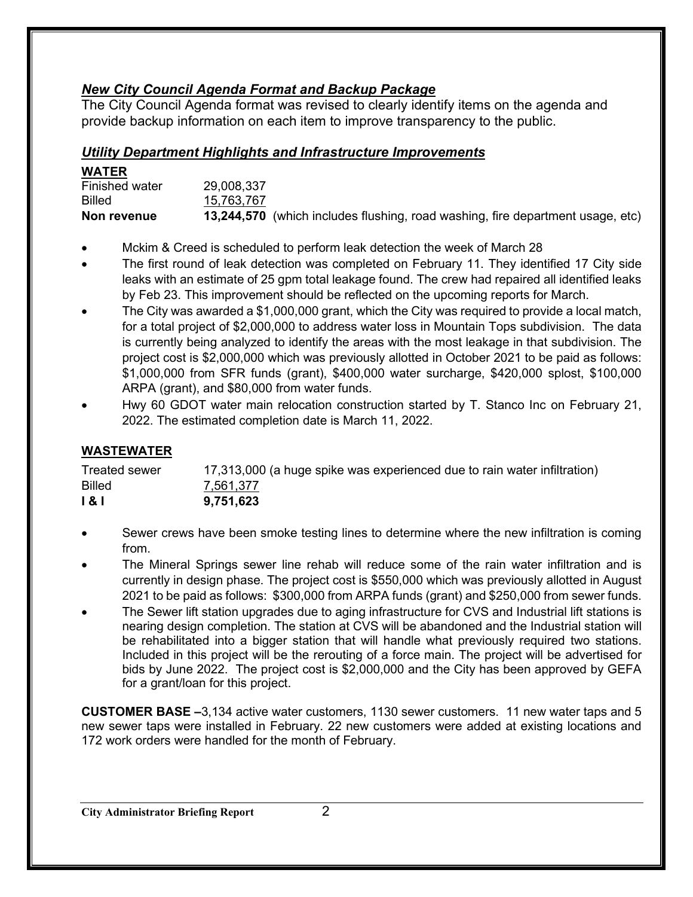### *New City Council Agenda Format and Backup Package*

The City Council Agenda format was revised to clearly identify items on the agenda and provide backup information on each item to improve transparency to the public.

### *Utility Department Highlights and Infrastructure Improvements*

**WATER**

| | | |
|---|---|---|
| Finished water | 29,008,337 | |
| Billed | 15,763,767 | |
| **Non revenue** | **13,244,570** | (which includes flushing, road washing, fire department usage, etc) |

- Mckim & Creed is scheduled to perform leak detection the week of March 28
- The first round of leak detection was completed on February 11. They identified 17 City side leaks with an estimate of 25 gpm total leakage found. The crew had repaired all identified leaks by Feb 23. This improvement should be reflected on the upcoming reports for March.
- The City was awarded a $1,000,000 grant, which the City was required to provide a local match, for a total project of $2,000,000 to address water loss in Mountain Tops subdivision. The data is currently being analyzed to identify the areas with the most leakage in that subdivision. The project cost is $2,000,000 which was previously allotted in October 2021 to be paid as follows: $1,000,000 from SFR funds (grant), $400,000 water surcharge, $420,000 splost, $100,000 ARPA (grant), and $80,000 from water funds.
- Hwy 60 GDOT water main relocation construction started by T. Stanco Inc on February 21, 2022. The estimated completion date is March 11, 2022.

**WASTEWATER**

| | | |
|---|---|---|
| Treated sewer | 17,313,000 | (a huge spike was experienced due to rain water infiltration) |
| Billed | 7,561,377 | |
| **I & I** | **9,751,623** | |

- Sewer crews have been smoke testing lines to determine where the new infiltration is coming from.
- The Mineral Springs sewer line rehab will reduce some of the rain water infiltration and is currently in design phase. The project cost is $550,000 which was previously allotted in August 2021 to be paid as follows: $300,000 from ARPA funds (grant) and $250,000 from sewer funds.
- The Sewer lift station upgrades due to aging infrastructure for CVS and Industrial lift stations is nearing design completion. The station at CVS will be abandoned and the Industrial station will be rehabilitated into a bigger station that will handle what previously required two stations. Included in this project will be the rerouting of a force main. The project will be advertised for bids by June 2022. The project cost is $2,000,000 and the City has been approved by GEFA for a grant/loan for this project.

**CUSTOMER BASE –**3,134 active water customers, 1130 sewer customers. 11 new water taps and 5 new sewer taps were installed in February. 22 new customers were added at existing locations and 172 work orders were handled for the month of February.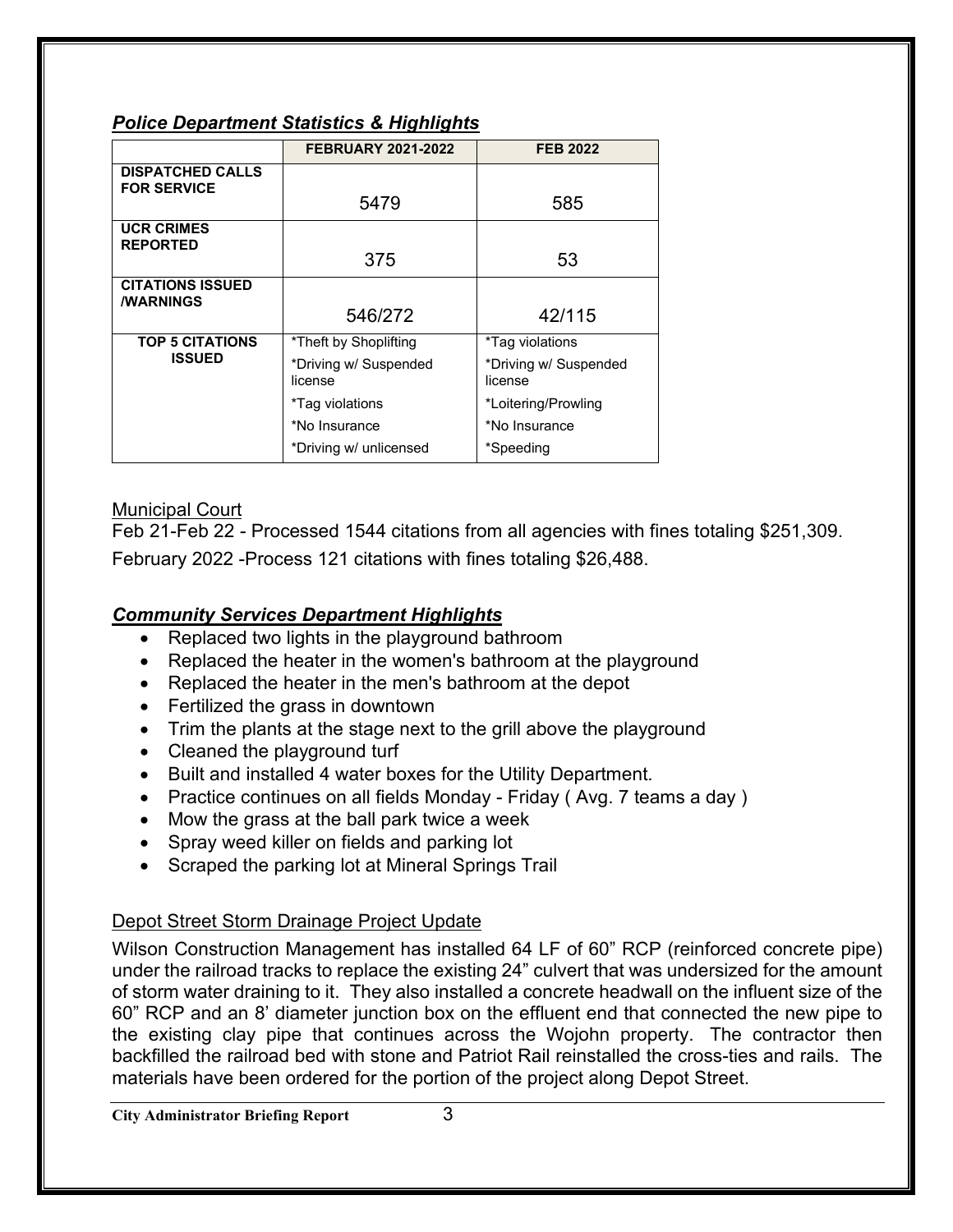## *Police Department Statistics & Highlights*

| | FEBRUARY 2021-2022 | FEB 2022 |
|---|---|---|
| **DISPATCHED CALLS FOR SERVICE** | 5479 | 585 |
| **UCR CRIMES REPORTED** | 375 | 53 |
| **CITATIONS ISSUED /WARNINGS** | 546/272 | 42/115 |
| **TOP 5 CITATIONS ISSUED** | *Theft by Shoplifting<br>*Driving w/ Suspended license<br>*Tag violations<br>*No Insurance<br>*Driving w/ unlicensed | *Tag violations<br>*Driving w/ Suspended license<br>*Loitering/Prowling<br>*No Insurance<br>*Speeding |

### Municipal Court

Feb 21-Feb 22 - Processed 1544 citations from all agencies with fines totaling $251,309.

February 2022 -Process 121 citations with fines totaling $26,488.

## *Community Services Department Highlights*

- Replaced two lights in the playground bathroom
- Replaced the heater in the women's bathroom at the playground
- Replaced the heater in the men's bathroom at the depot
- Fertilized the grass in downtown
- Trim the plants at the stage next to the grill above the playground
- Cleaned the playground turf
- Built and installed 4 water boxes for the Utility Department.
- Practice continues on all fields Monday - Friday ( Avg. 7 teams a day )
- Mow the grass at the ball park twice a week
- Spray weed killer on fields and parking lot
- Scraped the parking lot at Mineral Springs Trail

### Depot Street Storm Drainage Project Update

Wilson Construction Management has installed 64 LF of 60" RCP (reinforced concrete pipe) under the railroad tracks to replace the existing 24" culvert that was undersized for the amount of storm water draining to it. They also installed a concrete headwall on the influent size of the 60" RCP and an 8' diameter junction box on the effluent end that connected the new pipe to the existing clay pipe that continues across the Wojohn property. The contractor then backfilled the railroad bed with stone and Patriot Rail reinstalled the cross-ties and rails. The materials have been ordered for the portion of the project along Depot Street.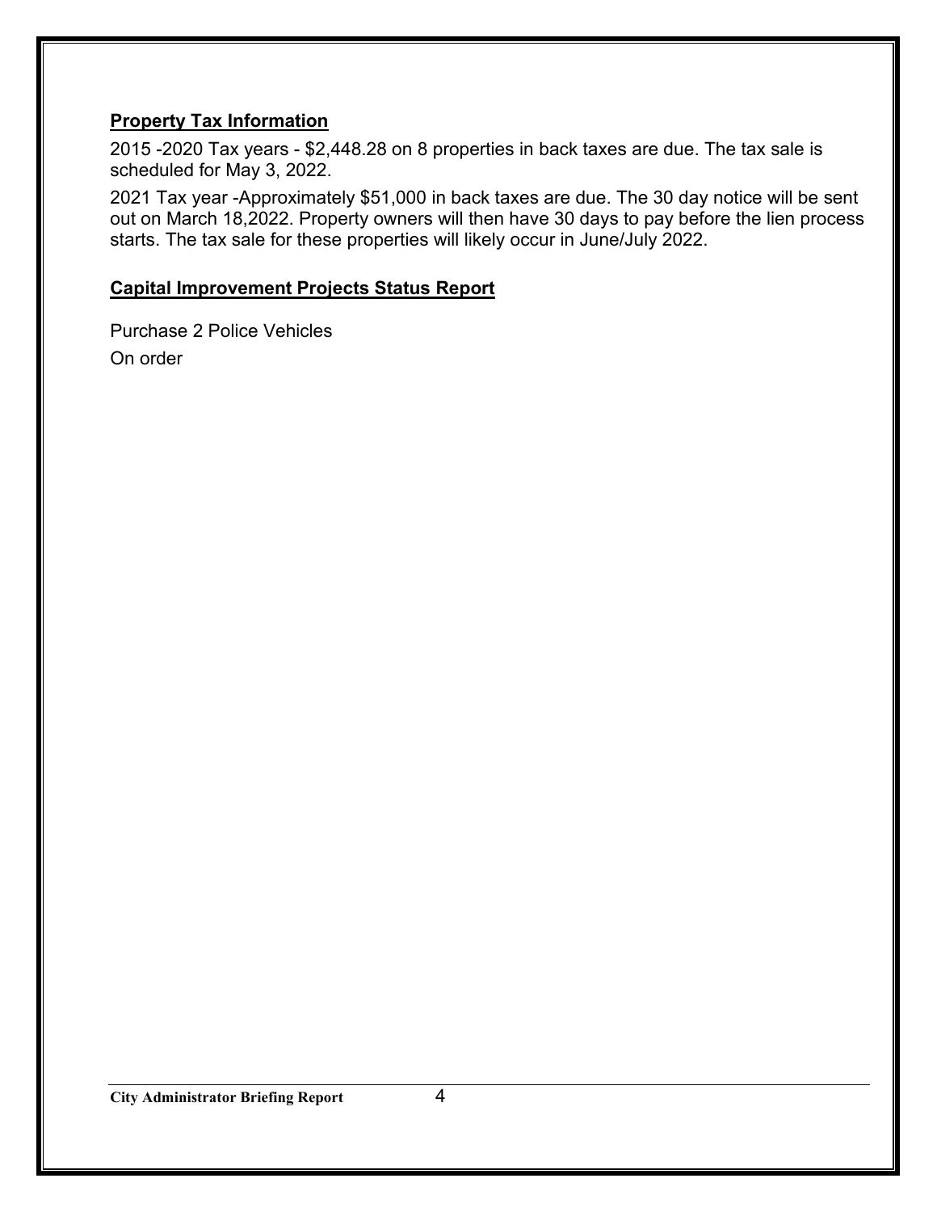## Property Tax Information

2015 -2020 Tax years - $2,448.28 on 8 properties in back taxes are due. The tax sale is scheduled for May 3, 2022.

2021 Tax year -Approximately $51,000 in back taxes are due. The 30 day notice will be sent out on March 18,2022. Property owners will then have 30 days to pay before the lien process starts. The tax sale for these properties will likely occur in June/July 2022.

## Capital Improvement Projects Status Report

Purchase 2 Police Vehicles

On order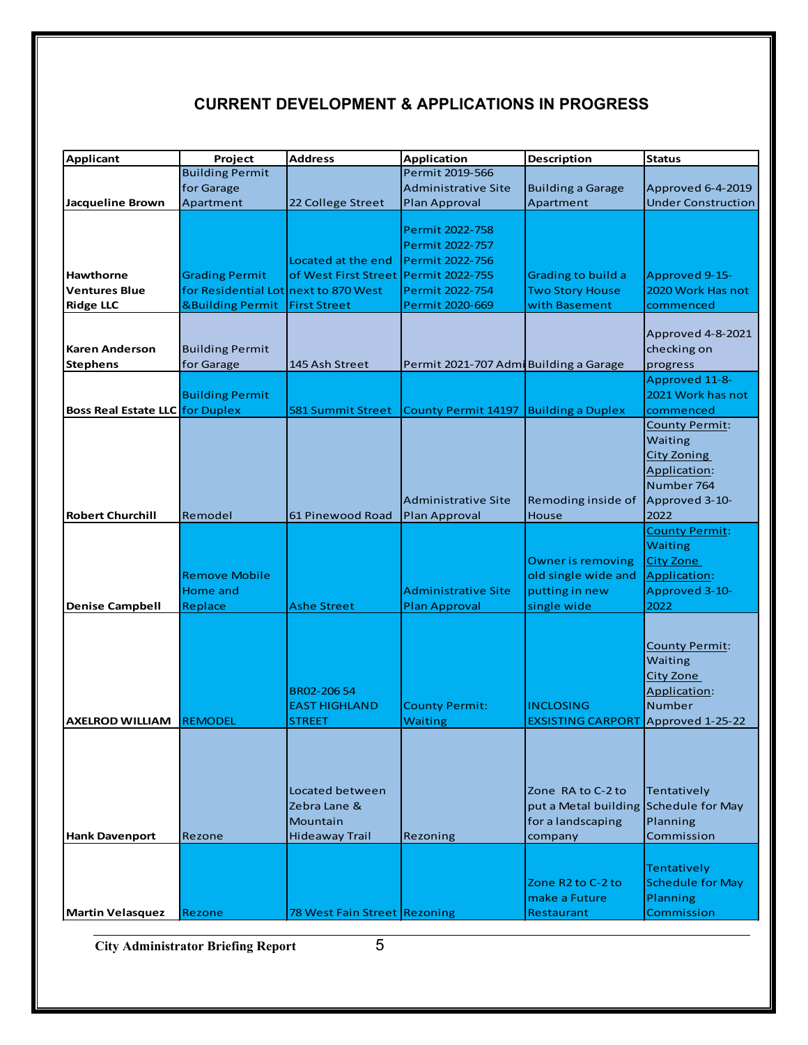## CURRENT DEVELOPMENT & APPLICATIONS IN PROGRESS

| Applicant | Project | Address | Application | Description | Status |
|---|---|---|---|---|---|
| Jacqueline Brown | Building Permit for Garage Apartment | 22 College Street | Permit 2019-566 Administrative Site Plan Approval | Building a Garage Apartment | Approved 6-4-2019 Under Construction |
| Hawthorne Ventures Blue Ridge LLC | Grading Permit for Residential Lot &Building Permit | Located at the end of West First Street next to 870 West First Street | Permit 2022-758 Permit 2022-757 Permit 2022-756 Permit 2022-755 Permit 2022-754 Permit 2020-669 | Grading to build a Two Story House with Basement | Approved 9-15-2020 Work Has not commenced |
| Karen Anderson Stephens | Building Permit for Garage | 145 Ash Street | Permit 2021-707 Admi | Building a Garage | Approved 4-8-2021 checking on progress |
| Boss Real Estate LLC | Building Permit for Duplex | 581 Summit Street | County Permit 14197 | Building a Duplex | Approved 11-8-2021 Work has not commenced |
| Robert Churchill | Remodel | 61 Pinewood Road | Administrative Site Plan Approval | Remoding inside of House | County Permit: Waiting City Zoning Application: Number 764 Approved 3-10-2022 |
| Denise Campbell | Remove Mobile Home and Replace | Ashe Street | Administrative Site Plan Approval | Owner is removing old single wide and putting in new single wide | County Permit: Waiting City Zone Application: Approved 3-10-2022 |
| AXELROD WILLIAM | REMODEL | BR02-206 54 EAST HIGHLAND STREET | County Permit: Waiting | INCLOSING EXSISTING CARPORT | County Permit: Waiting City Zone Application: Number Approved 1-25-22 |
| Hank Davenport | Rezone | Located between Zebra Lane & Mountain Hideaway Trail | Rezoning | Zone RA to C-2 to put a Metal building for a landscaping company | Tentatively Schedule for May Planning Commission |
| Martin Velasquez | Rezone | 78 West Fain Street | Rezoning | Zone R2 to C-2 to make a Future Restaurant | Tentatively Schedule for May Planning Commission |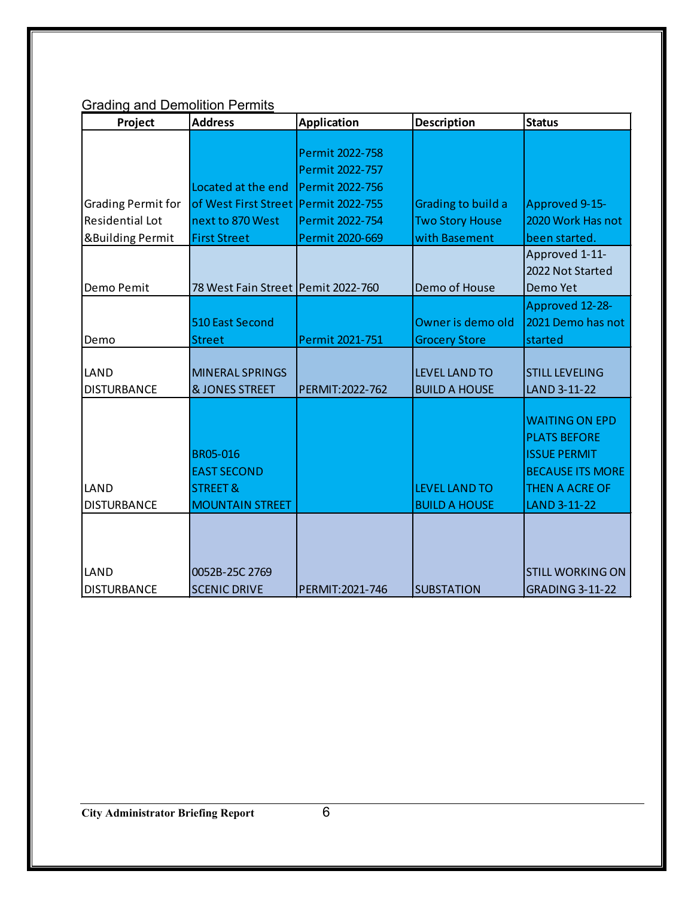## Grading and Demolition Permits

| Project | Address | Application | Description | Status |
|---|---|---|---|---|
| Grading Permit for Residential Lot &Building Permit | Located at the end of West First Street next to 870 West First Street | Permit 2022-758 Permit 2022-757 Permit 2022-756 Permit 2022-755 Permit 2022-754 Permit 2020-669 | Grading to build a Two Story House with Basement | Approved 9-15-2020 Work Has not been started. |
| Demo Pemit | 78 West Fain Street | Pemit 2022-760 | Demo of House | Approved 1-11-2022 Not Started Demo Yet |
| Demo | 510 East Second Street | Permit 2021-751 | Owner is demo old Grocery Store | Approved 12-28-2021 Demo has not started |
| LAND DISTURBANCE | MINERAL SPRINGS & JONES STREET | PERMIT:2022-762 | LEVEL LAND TO BUILD A HOUSE | STILL LEVELING LAND 3-11-22 |
| LAND DISTURBANCE | BR05-016 EAST SECOND STREET & MOUNTAIN STREET | | LEVEL LAND TO BUILD A HOUSE | WAITING ON EPD PLATS BEFORE ISSUE PERMIT BECAUSE ITS MORE THEN A ACRE OF LAND 3-11-22 |
| LAND DISTURBANCE | 0052B-25C 2769 SCENIC DRIVE | PERMIT:2021-746 | SUBSTATION | STILL WORKING ON GRADING 3-11-22 |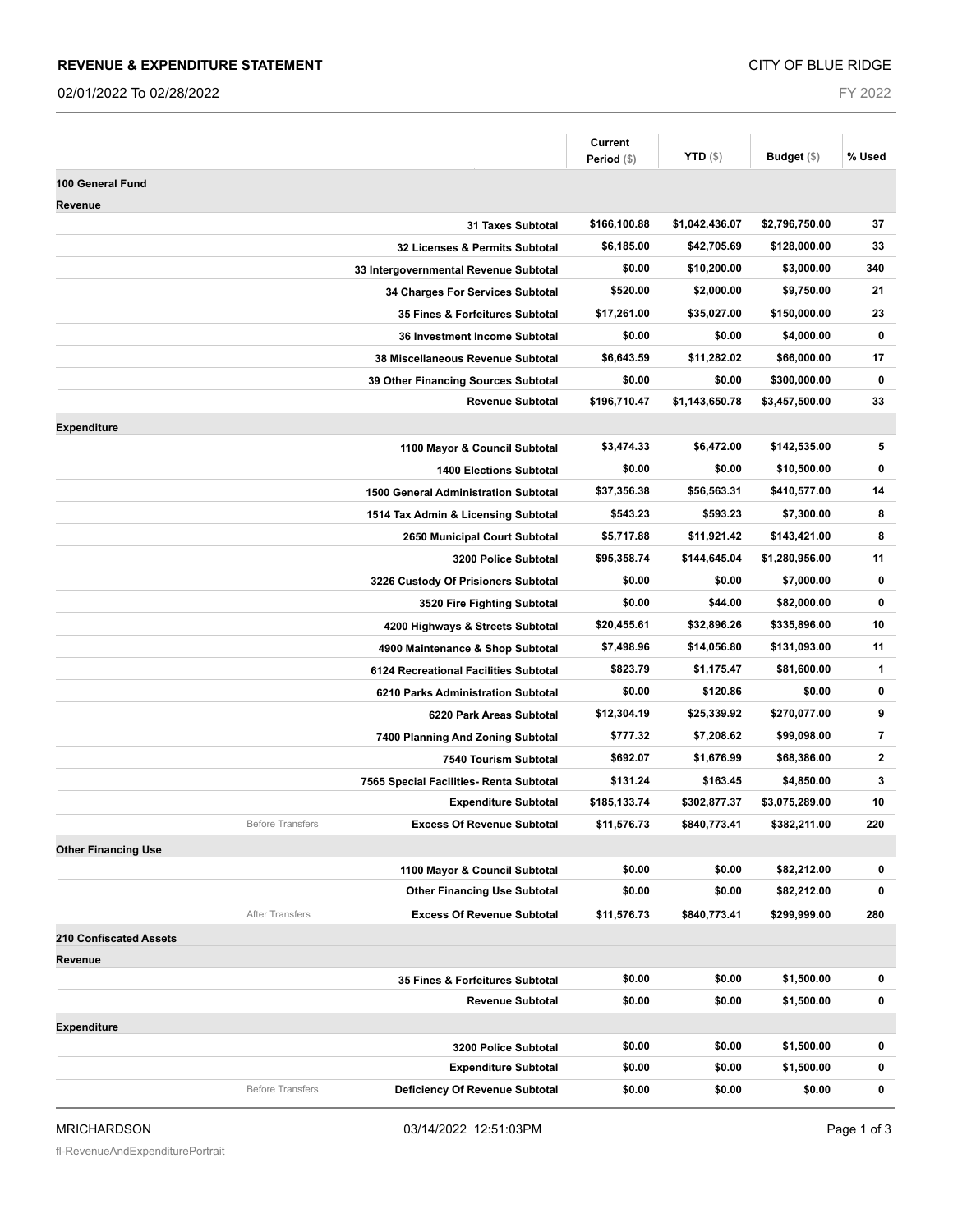**REVENUE & EXPENDITURE STATEMENT** — CITY OF BLUE RIDGE

02/01/2022 To 02/28/2022 — FY 2022

| | | Current Period ($) | YTD ($) | Budget ($) | % Used |
|---|---|---|---|---|---|
| **100 General Fund** | | | | | |
| **Revenue** | | | | | |
| | **31 Taxes Subtotal** | **$166,100.88** | **$1,042,436.07** | **$2,796,750.00** | **37** |
| | **32 Licenses & Permits Subtotal** | **$6,185.00** | **$42,705.69** | **$128,000.00** | **33** |
| | **33 Intergovernmental Revenue Subtotal** | **$0.00** | **$10,200.00** | **$3,000.00** | **340** |
| | **34 Charges For Services Subtotal** | **$520.00** | **$2,000.00** | **$9,750.00** | **21** |
| | **35 Fines & Forfeitures Subtotal** | **$17,261.00** | **$35,027.00** | **$150,000.00** | **23** |
| | **36 Investment Income Subtotal** | **$0.00** | **$0.00** | **$4,000.00** | **0** |
| | **38 Miscellaneous Revenue Subtotal** | **$6,643.59** | **$11,282.02** | **$66,000.00** | **17** |
| | **39 Other Financing Sources Subtotal** | **$0.00** | **$0.00** | **$300,000.00** | **0** |
| | **Revenue Subtotal** | **$196,710.47** | **$1,143,650.78** | **$3,457,500.00** | **33** |
| **Expenditure** | | | | | |
| | **1100 Mayor & Council Subtotal** | **$3,474.33** | **$6,472.00** | **$142,535.00** | **5** |
| | **1400 Elections Subtotal** | **$0.00** | **$0.00** | **$10,500.00** | **0** |
| | **1500 General Administration Subtotal** | **$37,356.38** | **$56,563.31** | **$410,577.00** | **14** |
| | **1514 Tax Admin & Licensing Subtotal** | **$543.23** | **$593.23** | **$7,300.00** | **8** |
| | **2650 Municipal Court Subtotal** | **$5,717.88** | **$11,921.42** | **$143,421.00** | **8** |
| | **3200 Police Subtotal** | **$95,358.74** | **$144,645.04** | **$1,280,956.00** | **11** |
| | **3226 Custody Of Prisioners Subtotal** | **$0.00** | **$0.00** | **$7,000.00** | **0** |
| | **3520 Fire Fighting Subtotal** | **$0.00** | **$44.00** | **$82,000.00** | **0** |
| | **4200 Highways & Streets Subtotal** | **$20,455.61** | **$32,896.26** | **$335,896.00** | **10** |
| | **4900 Maintenance & Shop Subtotal** | **$7,498.96** | **$14,056.80** | **$131,093.00** | **11** |
| | **6124 Recreational Facilities Subtotal** | **$823.79** | **$1,175.47** | **$81,600.00** | **1** |
| | **6210 Parks Administration Subtotal** | **$0.00** | **$120.86** | **$0.00** | **0** |
| | **6220 Park Areas Subtotal** | **$12,304.19** | **$25,339.92** | **$270,077.00** | **9** |
| | **7400 Planning And Zoning Subtotal** | **$777.32** | **$7,208.62** | **$99,098.00** | **7** |
| | **7540 Tourism Subtotal** | **$692.07** | **$1,676.99** | **$68,386.00** | **2** |
| | **7565 Special Facilities- Renta Subtotal** | **$131.24** | **$163.45** | **$4,850.00** | **3** |
| | **Expenditure Subtotal** | **$185,133.74** | **$302,877.37** | **$3,075,289.00** | **10** |
| Before Transfers | **Excess Of Revenue Subtotal** | **$11,576.73** | **$840,773.41** | **$382,211.00** | **220** |
| **Other Financing Use** | | | | | |
| | **1100 Mayor & Council Subtotal** | **$0.00** | **$0.00** | **$82,212.00** | **0** |
| | **Other Financing Use Subtotal** | **$0.00** | **$0.00** | **$82,212.00** | **0** |
| After Transfers | **Excess Of Revenue Subtotal** | **$11,576.73** | **$840,773.41** | **$299,999.00** | **280** |
| **210 Confiscated Assets** | | | | | |
| **Revenue** | | | | | |
| | **35 Fines & Forfeitures Subtotal** | **$0.00** | **$0.00** | **$1,500.00** | **0** |
| | **Revenue Subtotal** | **$0.00** | **$0.00** | **$1,500.00** | **0** |
| **Expenditure** | | | | | |
| | **3200 Police Subtotal** | **$0.00** | **$0.00** | **$1,500.00** | **0** |
| | **Expenditure Subtotal** | **$0.00** | **$0.00** | **$1,500.00** | **0** |
| Before Transfers | **Deficiency Of Revenue Subtotal** | **$0.00** | **$0.00** | **$0.00** | **0** |

MRICHARDSON — 03/14/2022 12:51:03PM

fl-RevenueAndExpenditurePortrait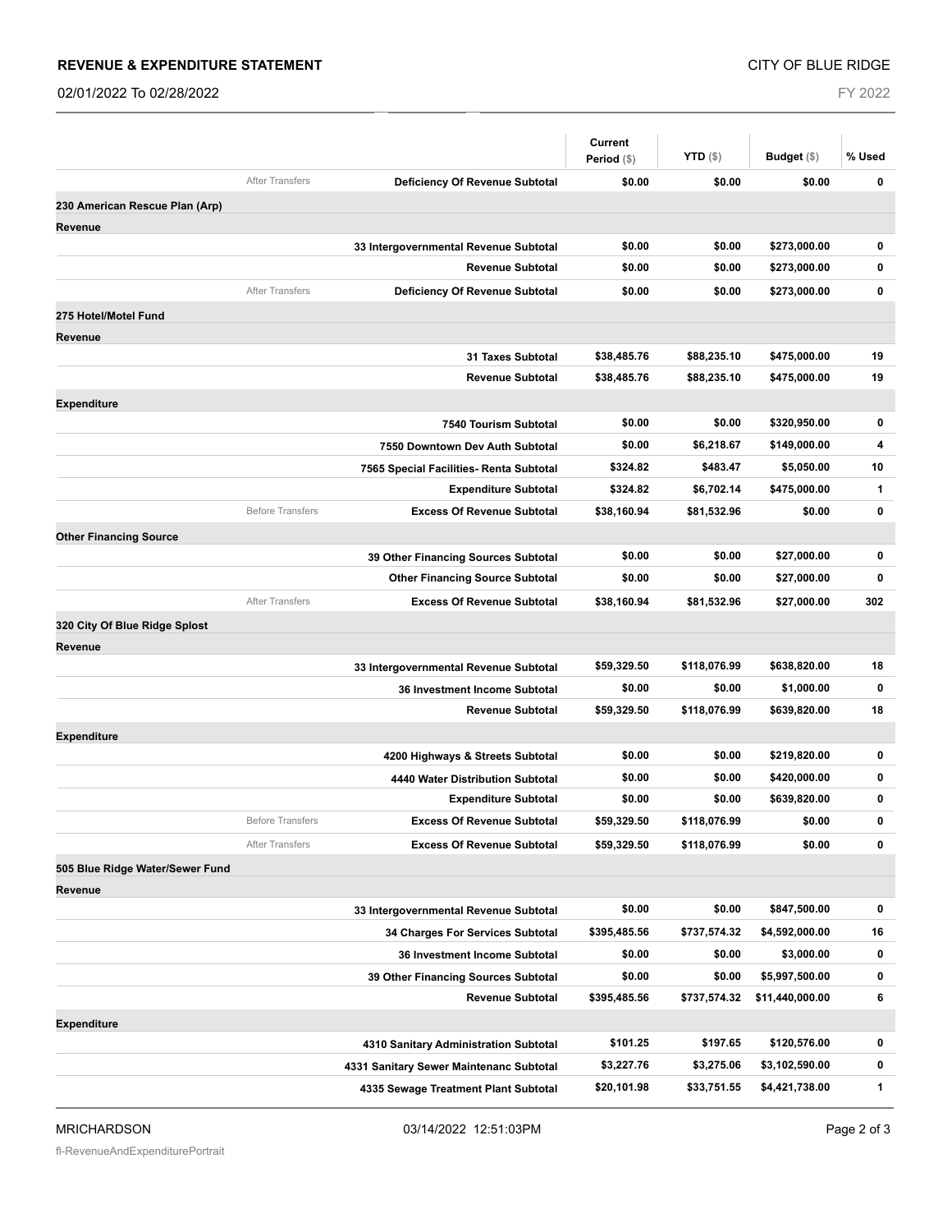**REVENUE & EXPENDITURE STATEMENT** — CITY OF BLUE RIDGE

02/01/2022 To 02/28/2022 — FY 2022

| | | Current Period ($) | YTD ($) | Budget ($) | % Used |
|---|---|---|---|---|---|
| After Transfers | **Deficiency Of Revenue Subtotal** | **$0.00** | **$0.00** | **$0.00** | **0** |
| **230 American Rescue Plan (Arp)** | | | | | |
| **Revenue** | | | | | |
| | **33 Intergovernmental Revenue Subtotal** | **$0.00** | **$0.00** | **$273,000.00** | **0** |
| | **Revenue Subtotal** | **$0.00** | **$0.00** | **$273,000.00** | **0** |
| After Transfers | **Deficiency Of Revenue Subtotal** | **$0.00** | **$0.00** | **$273,000.00** | **0** |
| **275 Hotel/Motel Fund** | | | | | |
| **Revenue** | | | | | |
| | **31 Taxes Subtotal** | **$38,485.76** | **$88,235.10** | **$475,000.00** | **19** |
| | **Revenue Subtotal** | **$38,485.76** | **$88,235.10** | **$475,000.00** | **19** |
| **Expenditure** | | | | | |
| | **7540 Tourism Subtotal** | **$0.00** | **$0.00** | **$320,950.00** | **0** |
| | **7550 Downtown Dev Auth Subtotal** | **$0.00** | **$6,218.67** | **$149,000.00** | **4** |
| | **7565 Special Facilities- Renta Subtotal** | **$324.82** | **$483.47** | **$5,050.00** | **10** |
| | **Expenditure Subtotal** | **$324.82** | **$6,702.14** | **$475,000.00** | **1** |
| Before Transfers | **Excess Of Revenue Subtotal** | **$38,160.94** | **$81,532.96** | **$0.00** | **0** |
| **Other Financing Source** | | | | | |
| | **39 Other Financing Sources Subtotal** | **$0.00** | **$0.00** | **$27,000.00** | **0** |
| | **Other Financing Source Subtotal** | **$0.00** | **$0.00** | **$27,000.00** | **0** |
| After Transfers | **Excess Of Revenue Subtotal** | **$38,160.94** | **$81,532.96** | **$27,000.00** | **302** |
| **320 City Of Blue Ridge Splost** | | | | | |
| **Revenue** | | | | | |
| | **33 Intergovernmental Revenue Subtotal** | **$59,329.50** | **$118,076.99** | **$638,820.00** | **18** |
| | **36 Investment Income Subtotal** | **$0.00** | **$0.00** | **$1,000.00** | **0** |
| | **Revenue Subtotal** | **$59,329.50** | **$118,076.99** | **$639,820.00** | **18** |
| **Expenditure** | | | | | |
| | **4200 Highways & Streets Subtotal** | **$0.00** | **$0.00** | **$219,820.00** | **0** |
| | **4440 Water Distribution Subtotal** | **$0.00** | **$0.00** | **$420,000.00** | **0** |
| | **Expenditure Subtotal** | **$0.00** | **$0.00** | **$639,820.00** | **0** |
| Before Transfers | **Excess Of Revenue Subtotal** | **$59,329.50** | **$118,076.99** | **$0.00** | **0** |
| After Transfers | **Excess Of Revenue Subtotal** | **$59,329.50** | **$118,076.99** | **$0.00** | **0** |
| **505 Blue Ridge Water/Sewer Fund** | | | | | |
| **Revenue** | | | | | |
| | **33 Intergovernmental Revenue Subtotal** | **$0.00** | **$0.00** | **$847,500.00** | **0** |
| | **34 Charges For Services Subtotal** | **$395,485.56** | **$737,574.32** | **$4,592,000.00** | **16** |
| | **36 Investment Income Subtotal** | **$0.00** | **$0.00** | **$3,000.00** | **0** |
| | **39 Other Financing Sources Subtotal** | **$0.00** | **$0.00** | **$5,997,500.00** | **0** |
| | **Revenue Subtotal** | **$395,485.56** | **$737,574.32** | **$11,440,000.00** | **6** |
| **Expenditure** | | | | | |
| | **4310 Sanitary Administration Subtotal** | **$101.25** | **$197.65** | **$120,576.00** | **0** |
| | **4331 Sanitary Sewer Maintenanc Subtotal** | **$3,227.76** | **$3,275.06** | **$3,102,590.00** | **0** |
| | **4335 Sewage Treatment Plant Subtotal** | **$20,101.98** | **$33,751.55** | **$4,421,738.00** | **1** |

MRICHARDSON — 03/14/2022 12:51:03PM

fl-RevenueAndExpenditurePortrait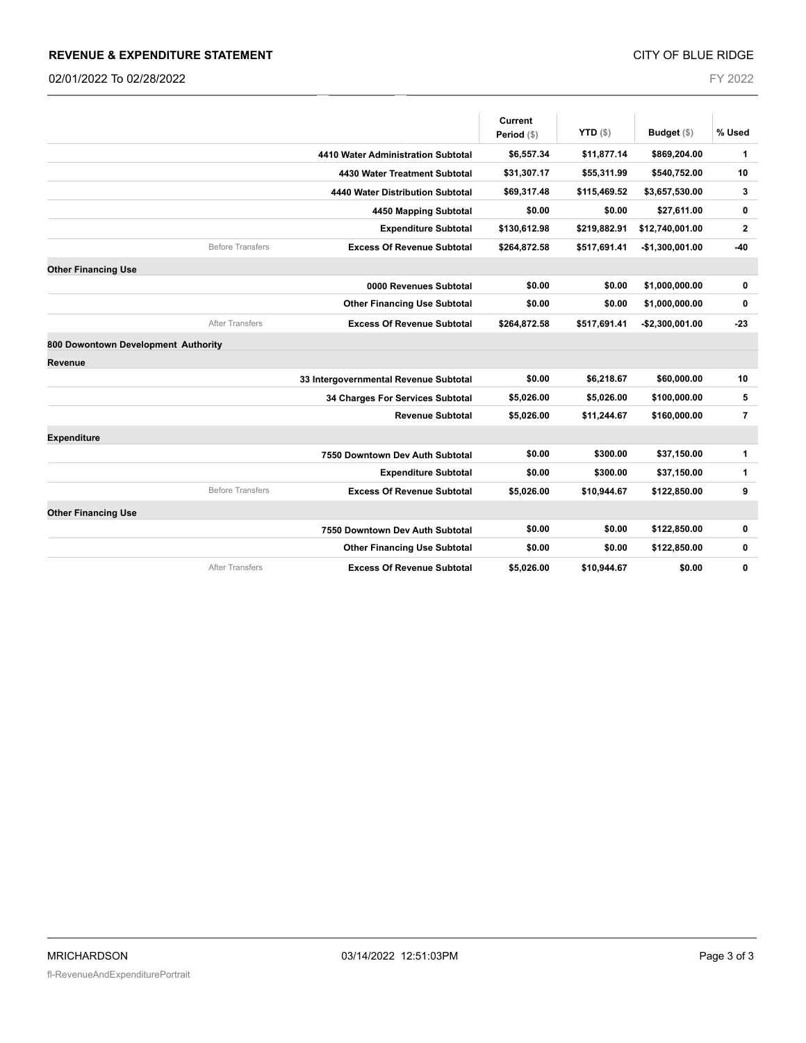| | | Current Period ($) | YTD ($) | Budget ($) | % Used |
|---|---|---|---|---|---|
| | 4410 Water Administration Subtotal | $6,557.34 | $11,877.14 | $869,204.00 | 1 |
| | 4430 Water Treatment Subtotal | $31,307.17 | $55,311.99 | $540,752.00 | 10 |
| | 4440 Water Distribution Subtotal | $69,317.48 | $115,469.52 | $3,657,530.00 | 3 |
| | 4450 Mapping Subtotal | $0.00 | $0.00 | $27,611.00 | 0 |
| | Expenditure Subtotal | $130,612.98 | $219,882.91 | $12,740,001.00 | 2 |
| Before Transfers | Excess Of Revenue Subtotal | $264,872.58 | $517,691.41 | -$1,300,001.00 | -40 |
| **Other Financing Use** | | | | | |
| | 0000 Revenues Subtotal | $0.00 | $0.00 | $1,000,000.00 | 0 |
| | Other Financing Use Subtotal | $0.00 | $0.00 | $1,000,000.00 | 0 |
| After Transfers | Excess Of Revenue Subtotal | $264,872.58 | $517,691.41 | -$2,300,001.00 | -23 |
| **800 Dowontown Development Authority** | | | | | |
| **Revenue** | | | | | |
| | 33 Intergovernmental Revenue Subtotal | $0.00 | $6,218.67 | $60,000.00 | 10 |
| | 34 Charges For Services Subtotal | $5,026.00 | $5,026.00 | $100,000.00 | 5 |
| | Revenue Subtotal | $5,026.00 | $11,244.67 | $160,000.00 | 7 |
| **Expenditure** | | | | | |
| | 7550 Downtown Dev Auth Subtotal | $0.00 | $300.00 | $37,150.00 | 1 |
| | Expenditure Subtotal | $0.00 | $300.00 | $37,150.00 | 1 |
| Before Transfers | Excess Of Revenue Subtotal | $5,026.00 | $10,944.67 | $122,850.00 | 9 |
| **Other Financing Use** | | | | | |
| | 7550 Downtown Dev Auth Subtotal | $0.00 | $0.00 | $122,850.00 | 0 |
| | Other Financing Use Subtotal | $0.00 | $0.00 | $122,850.00 | 0 |
| After Transfers | Excess Of Revenue Subtotal | $5,026.00 | $10,944.67 | $0.00 | 0 |